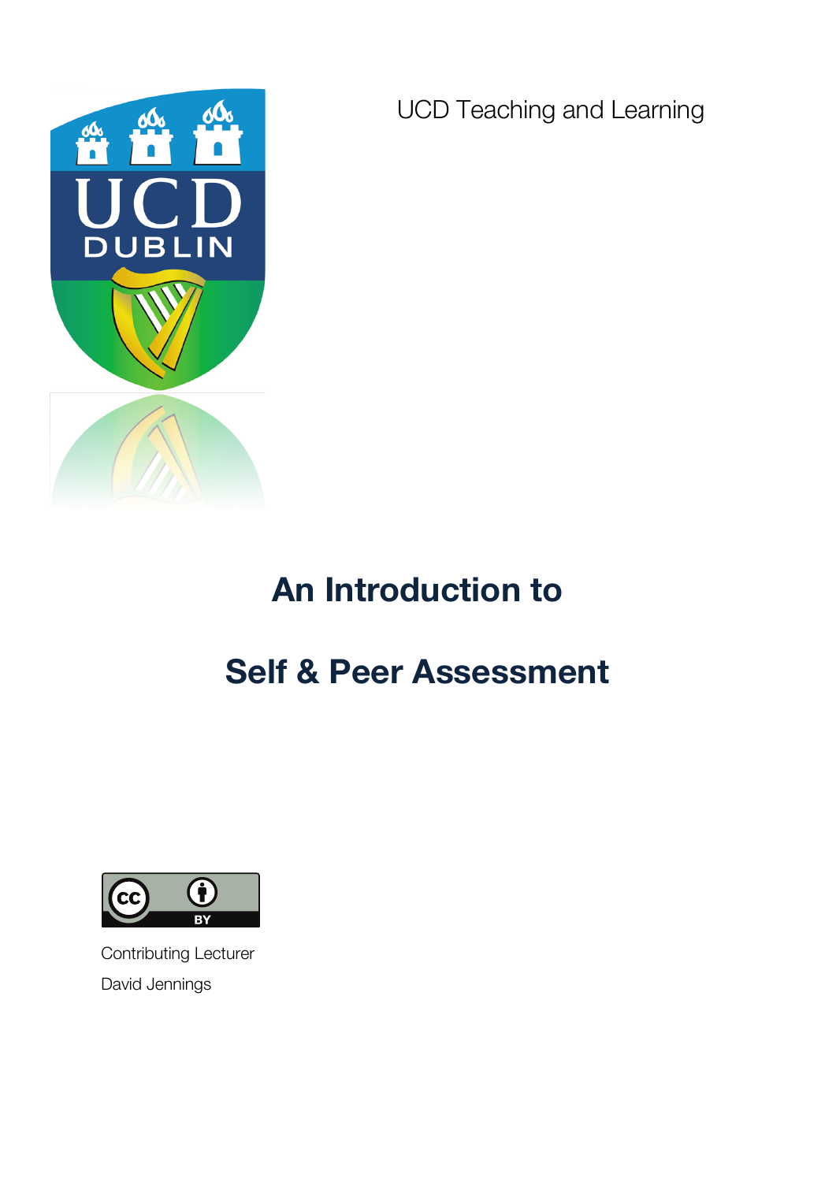UCD Teaching and Learning

# An Introduction to

# Self & Peer Assessment

Contributing Lecturer

David Jennings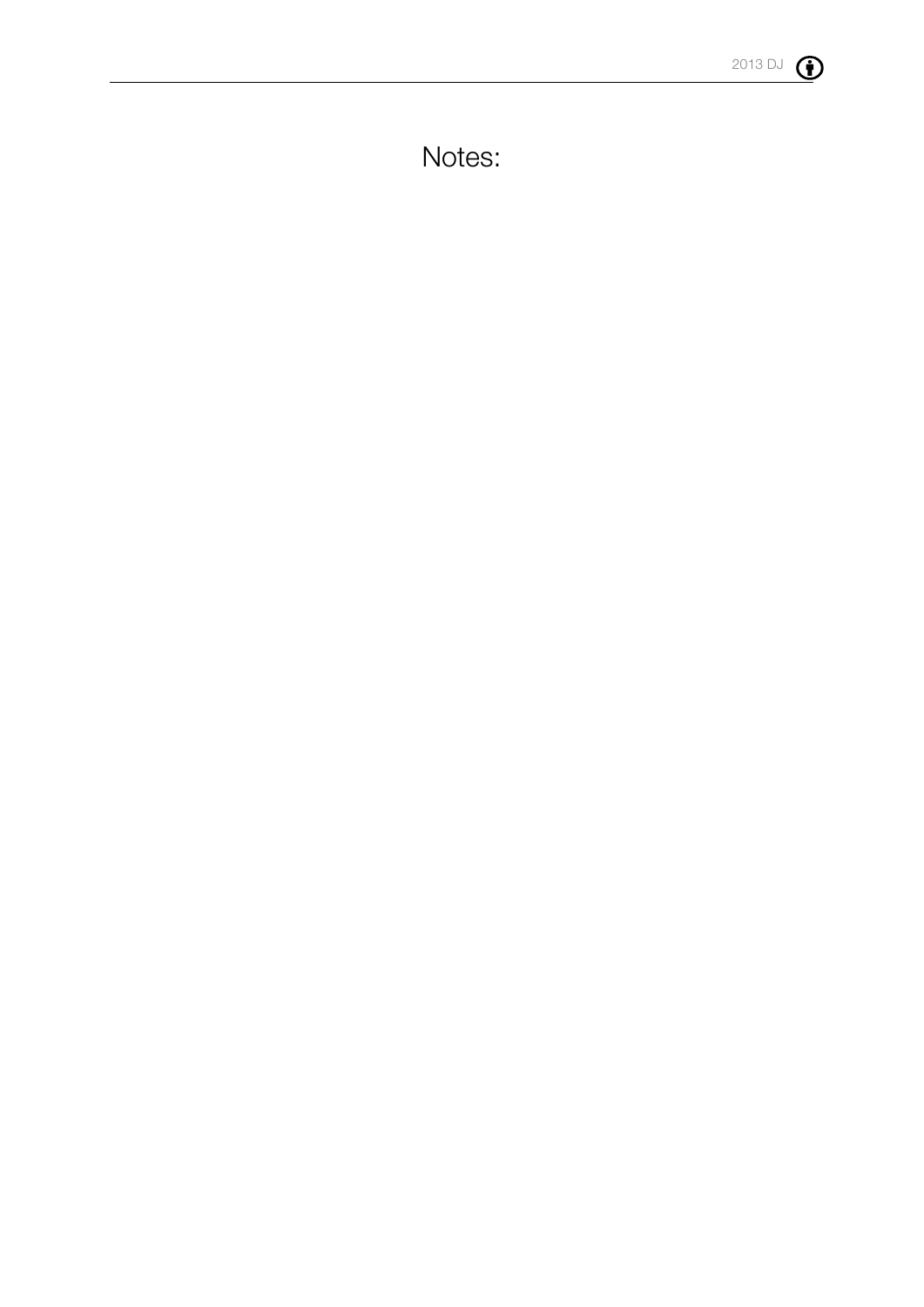# Notes: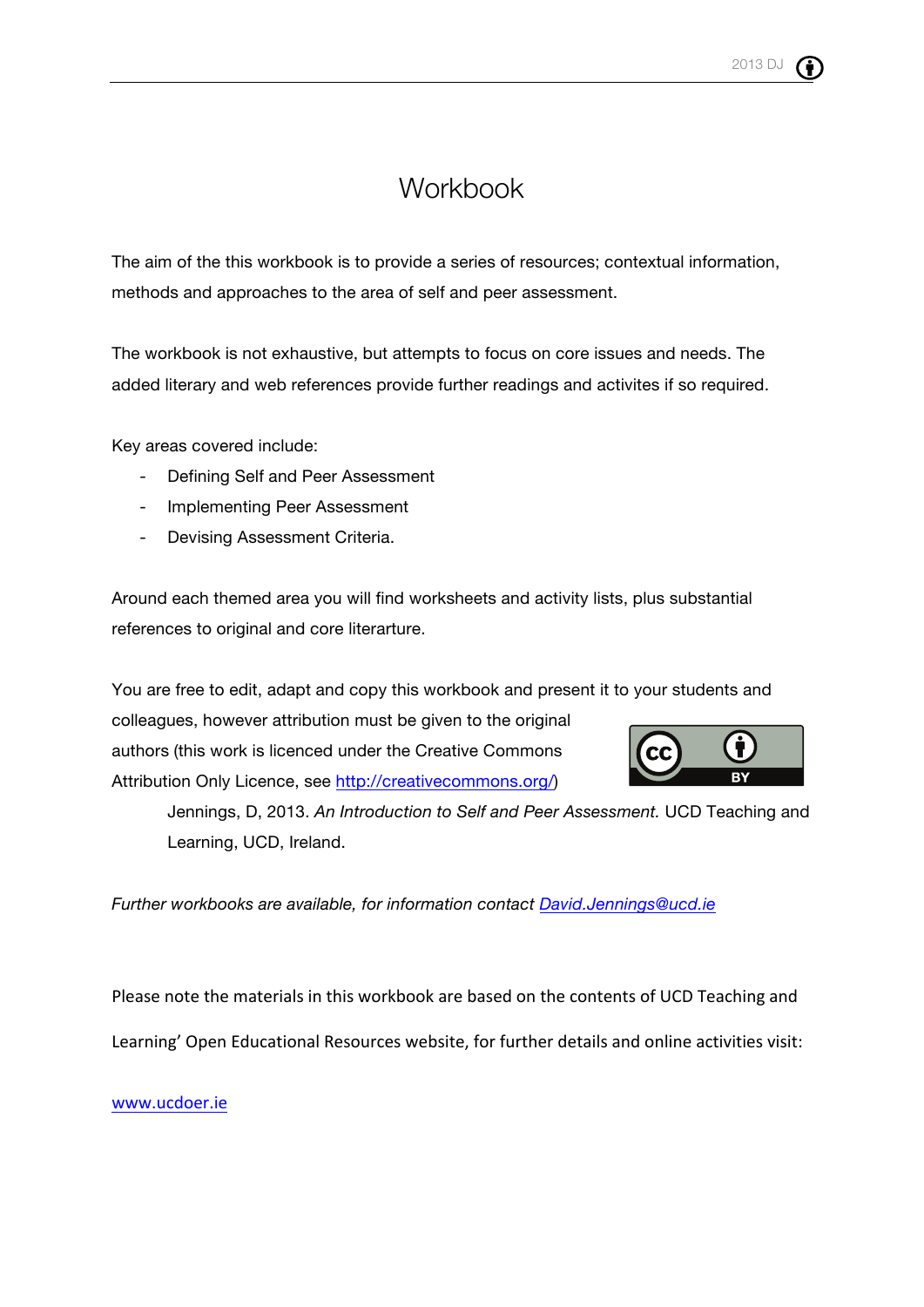# Workbook

The aim of the this workbook is to provide a series of resources; contextual information, methods and approaches to the area of self and peer assessment.

The workbook is not exhaustive, but attempts to focus on core issues and needs. The added literary and web references provide further readings and activites if so required.

Key areas covered include:

- Defining Self and Peer Assessment
- Implementing Peer Assessment
- Devising Assessment Criteria.

Around each themed area you will find worksheets and activity lists, plus substantial references to original and core literarture.

You are free to edit, adapt and copy this workbook and present it to your students and colleagues, however attribution must be given to the original authors (this work is licenced under the Creative Commons Attribution Only Licence, see [http://creativecommons.org/](http://creativecommons.org/))

> Jennings, D, 2013. *An Introduction to Self and Peer Assessment.* UCD Teaching and Learning, UCD, Ireland.

*Further workbooks are available, for information contact [David.Jennings@ucd.ie](mailto:David.Jennings@ucd.ie)*

Please note the materials in this workbook are based on the contents of UCD Teaching and Learning' Open Educational Resources website, for further details and online activities visit:

[www.ucdoer.ie](http://www.ucdoer.ie)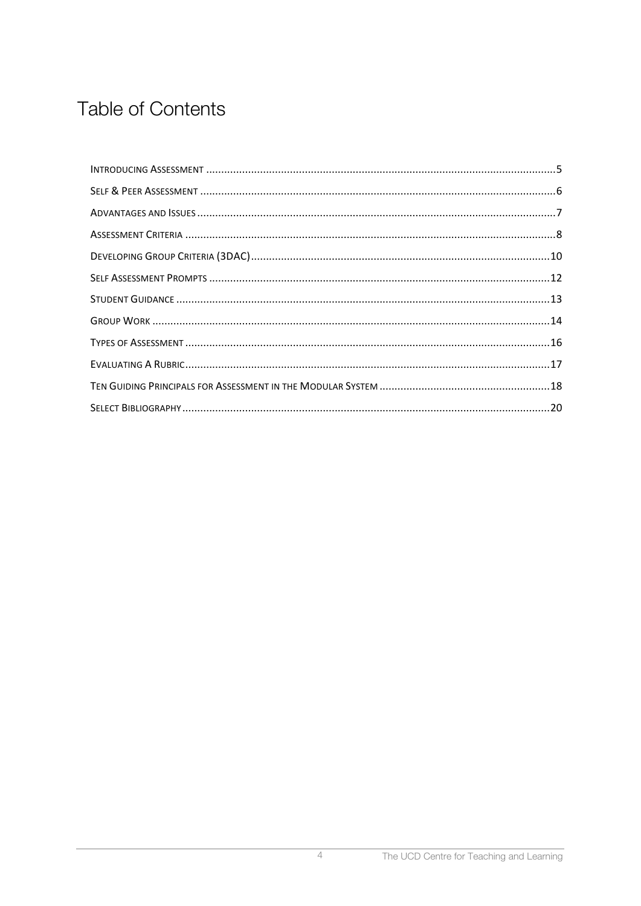# Table of Contents

- Introducing Assessment .......... 5
- Self & Peer Assessment .......... 6
- Advantages and Issues .......... 7
- Assessment Criteria .......... 8
- Developing Group Criteria (3DAC) .......... 10
- Self Assessment Prompts .......... 12
- Student Guidance .......... 13
- Group Work .......... 14
- Types of Assessment .......... 16
- Evaluating A Rubric .......... 17
- Ten Guiding Principals for Assessment in the Modular System .......... 18
- Select Bibliography .......... 20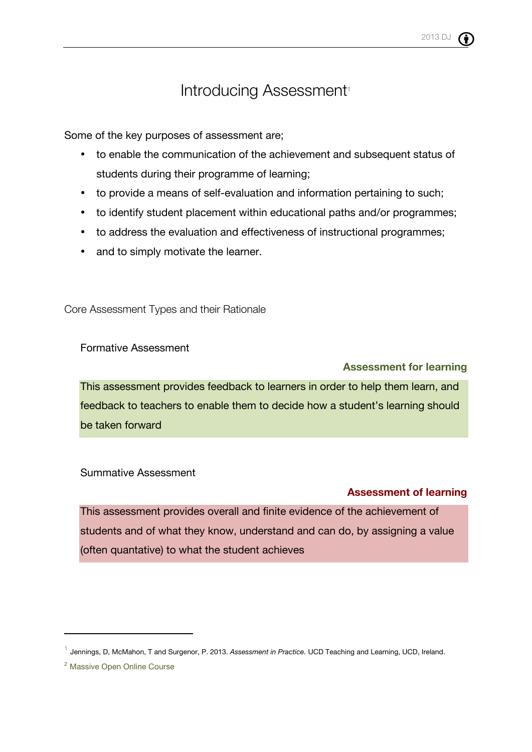# Introducing Assessment[1]

Some of the key purposes of assessment are;

- to enable the communication of the achievement and subsequent status of students during their programme of learning;
- to provide a means of self-evaluation and information pertaining to such;
- to identify student placement within educational paths and/or programmes;
- to address the evaluation and effectiveness of instructional programmes;
- and to simply motivate the learner.

## Core Assessment Types and their Rationale

### Formative Assessment

**Assessment for learning**

This assessment provides feedback to learners in order to help them learn, and feedback to teachers to enable them to decide how a student's learning should be taken forward

### Summative Assessment

**Assessment of learning**

This assessment provides overall and finite evidence of the achievement of students and of what they know, understand and can do, by assigning a value (often quantative) to what the student achieves

---

[1] Jennings, D, McMahon, T and Surgenor, P. 2013. *Assessment in Practice.* UCD Teaching and Learning, UCD, Ireland.

[2] Massive Open Online Course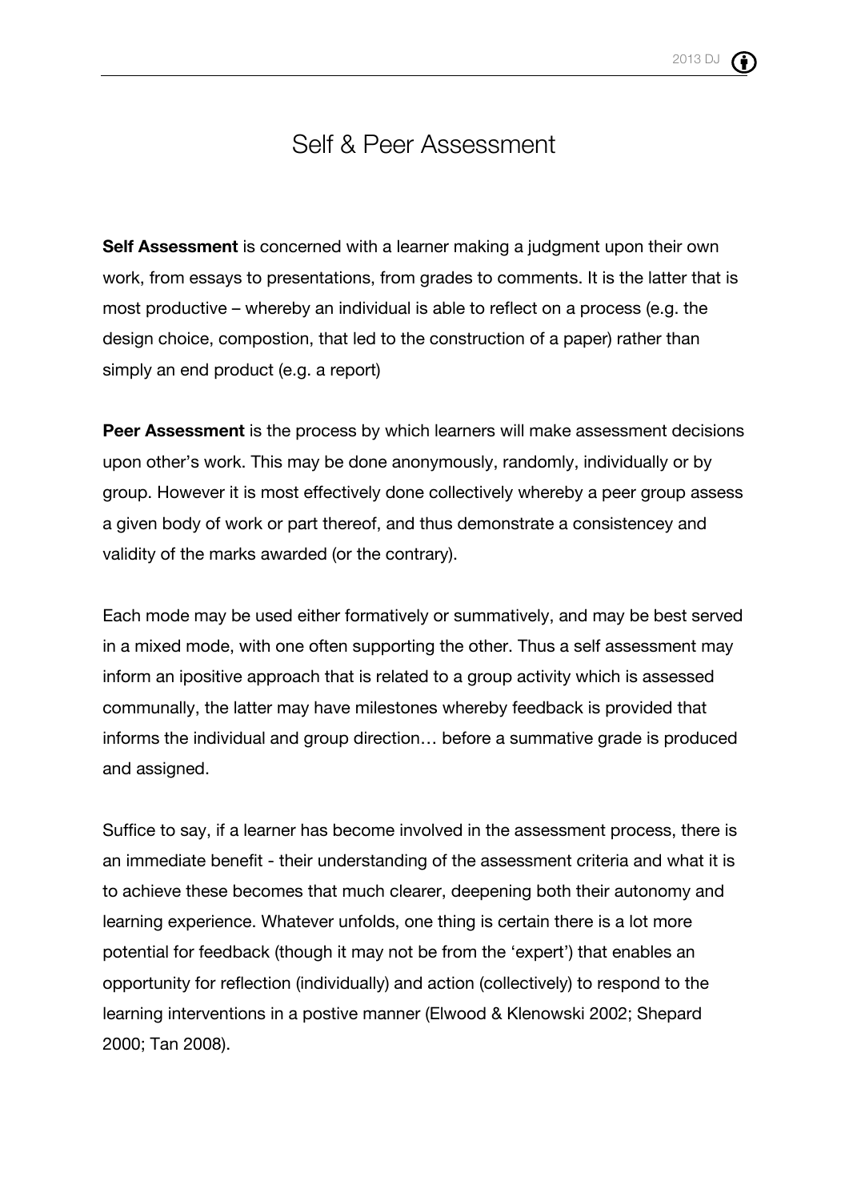# Self & Peer Assessment

**Self Assessment** is concerned with a learner making a judgment upon their own work, from essays to presentations, from grades to comments. It is the latter that is most productive – whereby an individual is able to reflect on a process (e.g. the design choice, compostion, that led to the construction of a paper) rather than simply an end product (e.g. a report)

**Peer Assessment** is the process by which learners will make assessment decisions upon other's work. This may be done anonymously, randomly, individually or by group. However it is most effectively done collectively whereby a peer group assess a given body of work or part thereof, and thus demonstrate a consistencey and validity of the marks awarded (or the contrary).

Each mode may be used either formatively or summatively, and may be best served in a mixed mode, with one often supporting the other. Thus a self assessment may inform an ipositive approach that is related to a group activity which is assessed communally, the latter may have milestones whereby feedback is provided that informs the individual and group direction… before a summative grade is produced and assigned.

Suffice to say, if a learner has become involved in the assessment process, there is an immediate benefit - their understanding of the assessment criteria and what it is to achieve these becomes that much clearer, deepening both their autonomy and learning experience. Whatever unfolds, one thing is certain there is a lot more potential for feedback (though it may not be from the 'expert') that enables an opportunity for reflection (individually) and action (collectively) to respond to the learning interventions in a postive manner (Elwood & Klenowski 2002; Shepard 2000; Tan 2008).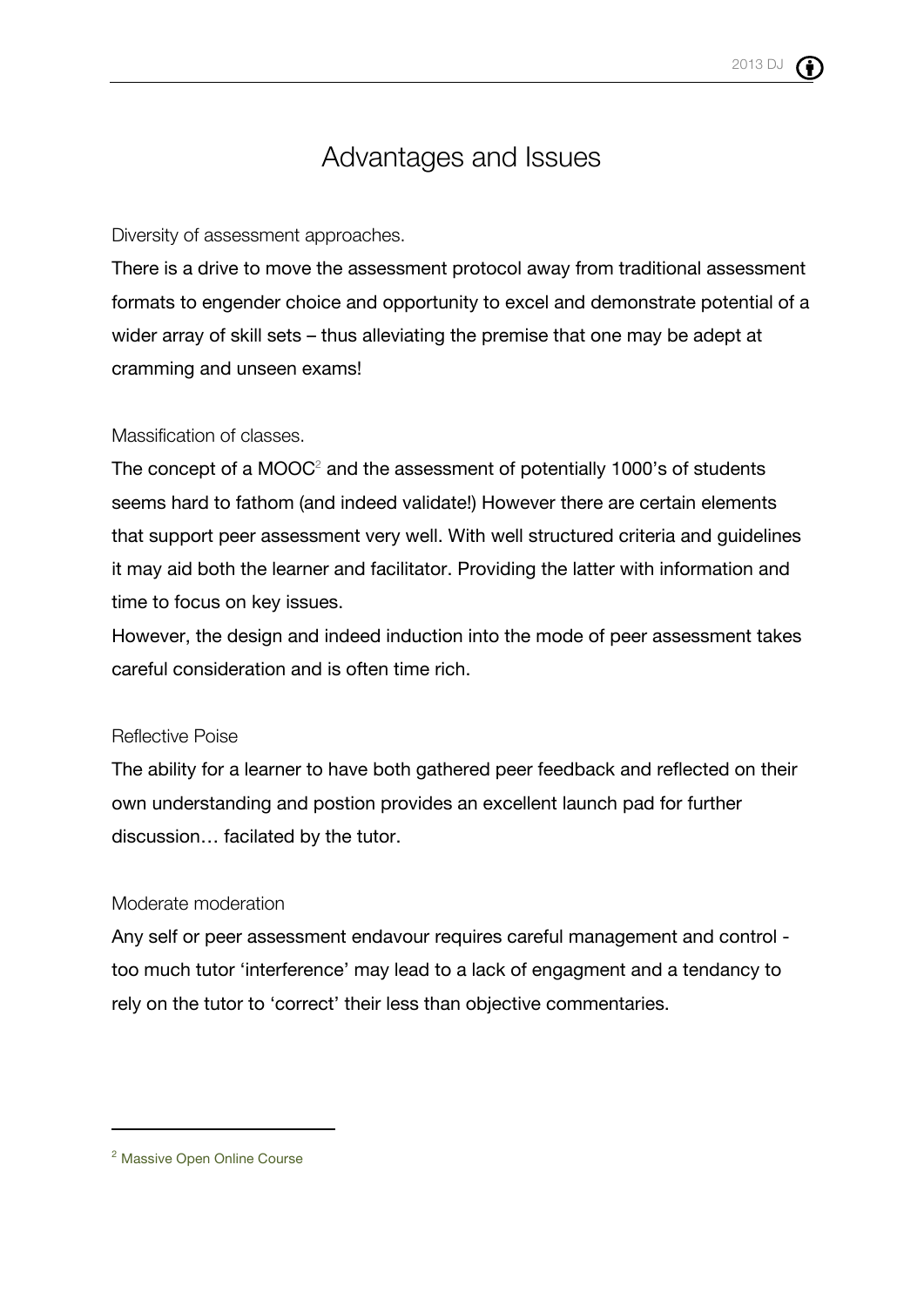# Advantages and Issues

### Diversity of assessment approaches.

There is a drive to move the assessment protocol away from traditional assessment formats to engender choice and opportunity to excel and demonstrate potential of a wider array of skill sets – thus alleviating the premise that one may be adept at cramming and unseen exams!

### Massification of classes.

The concept of a MOOC[2] and the assessment of potentially 1000's of students seems hard to fathom (and indeed validate!) However there are certain elements that support peer assessment very well. With well structured criteria and guidelines it may aid both the learner and facilitator. Providing the latter with information and time to focus on key issues.

However, the design and indeed induction into the mode of peer assessment takes careful consideration and is often time rich.

### Reflective Poise

The ability for a learner to have both gathered peer feedback and reflected on their own understanding and postion provides an excellent launch pad for further discussion… facilated by the tutor.

### Moderate moderation

Any self or peer assessment endavour requires careful management and control - too much tutor 'interference' may lead to a lack of engagment and a tendancy to rely on the tutor to 'correct' their less than objective commentaries.

---

[2] Massive Open Online Course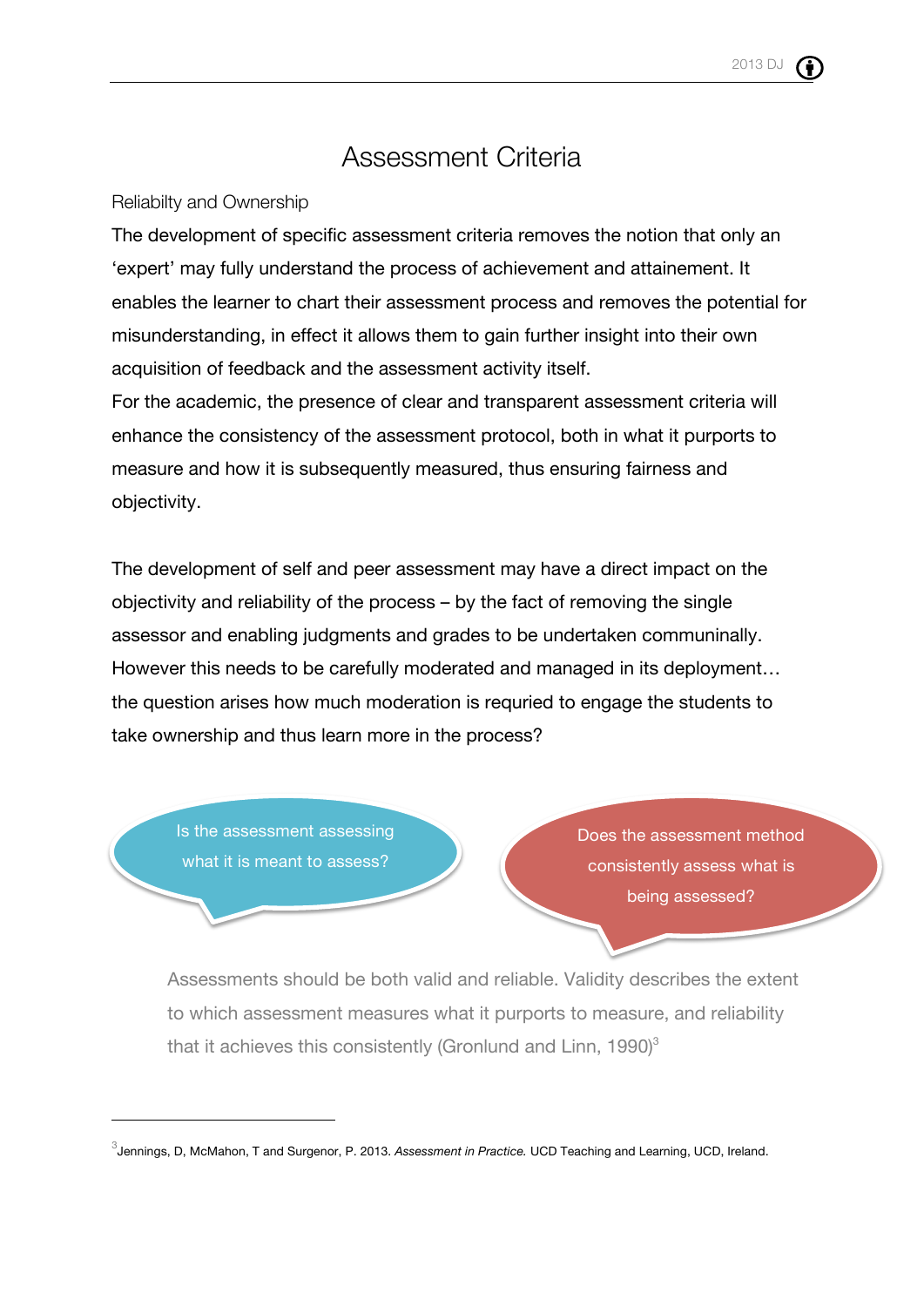# Assessment Criteria

Reliabilty and Ownership

The development of specific assessment criteria removes the notion that only an 'expert' may fully understand the process of achievement and attainement. It enables the learner to chart their assessment process and removes the potential for misunderstanding, in effect it allows them to gain further insight into their own acquisition of feedback and the assessment activity itself.

For the academic, the presence of clear and transparent assessment criteria will enhance the consistency of the assessment protocol, both in what it purports to measure and how it is subsequently measured, thus ensuring fairness and objectivity.

The development of self and peer assessment may have a direct impact on the objectivity and reliability of the process – by the fact of removing the single assessor and enabling judgments and grades to be undertaken communinally. However this needs to be carefully moderated and managed in its deployment… the question arises how much moderation is requried to engage the students to take ownership and thus learn more in the process?

Is the assessment assessing what it is meant to assess?

Does the assessment method consistently assess what is being assessed?

Assessments should be both valid and reliable. Validity describes the extent to which assessment measures what it purports to measure, and reliability that it achieves this consistently (Gronlund and Linn, 1990)[3]

[3] Jennings, D, McMahon, T and Surgenor, P. 2013. *Assessment in Practice.* UCD Teaching and Learning, UCD, Ireland.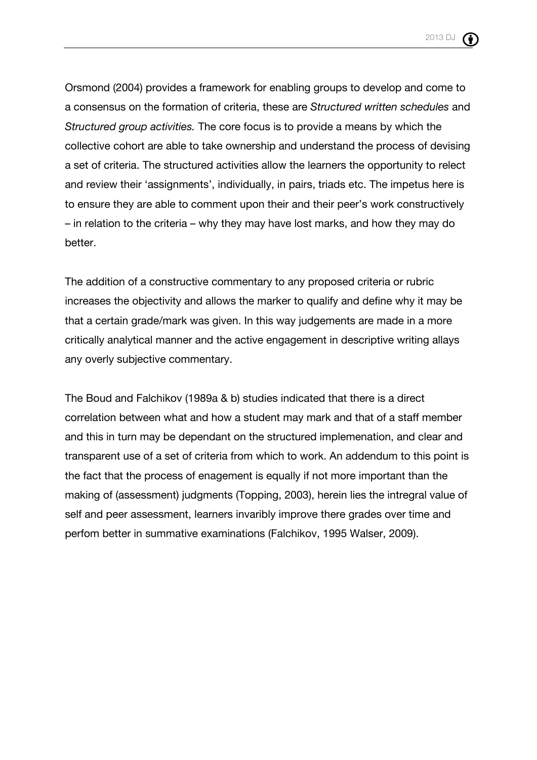Orsmond (2004) provides a framework for enabling groups to develop and come to a consensus on the formation of criteria, these are *Structured written schedules* and *Structured group activities.* The core focus is to provide a means by which the collective cohort are able to take ownership and understand the process of devising a set of criteria. The structured activities allow the learners the opportunity to relect and review their 'assignments', individually, in pairs, triads etc. The impetus here is to ensure they are able to comment upon their and their peer's work constructively – in relation to the criteria – why they may have lost marks, and how they may do better.

The addition of a constructive commentary to any proposed criteria or rubric increases the objectivity and allows the marker to qualify and define why it may be that a certain grade/mark was given. In this way judgements are made in a more critically analytical manner and the active engagement in descriptive writing allays any overly subjective commentary.

The Boud and Falchikov (1989a & b) studies indicated that there is a direct correlation between what and how a student may mark and that of a staff member and this in turn may be dependant on the structured implemenation, and clear and transparent use of a set of criteria from which to work. An addendum to this point is the fact that the process of enagement is equally if not more important than the making of (assessment) judgments (Topping, 2003), herein lies the intregral value of self and peer assessment, learners invaribly improve there grades over time and perfom better in summative examinations (Falchikov, 1995 Walser, 2009).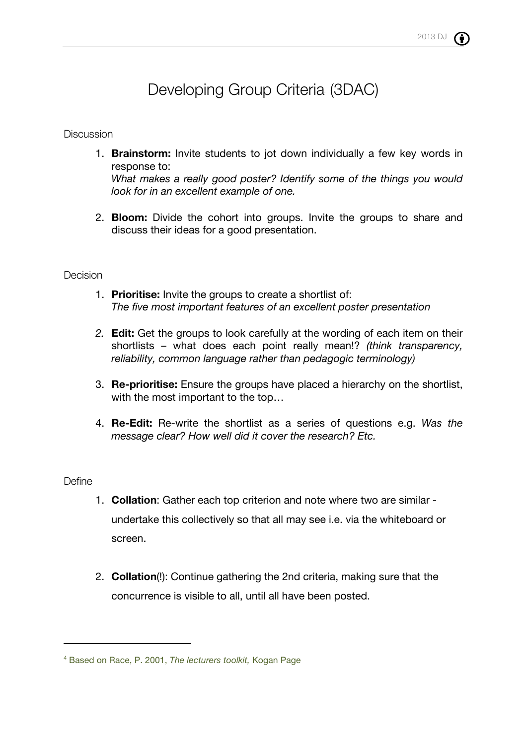# Developing Group Criteria (3DAC)

Discussion

1. **Brainstorm:** Invite students to jot down individually a few key words in response to:
   *What makes a really good poster? Identify some of the things you would look for in an excellent example of one.*

2. **Bloom:** Divide the cohort into groups. Invite the groups to share and discuss their ideas for a good presentation.

Decision

1. **Prioritise:** Invite the groups to create a shortlist of:
   *The five most important features of an excellent poster presentation*

2. **Edit:** Get the groups to look carefully at the wording of each item on their shortlists – what does each point really mean!? *(think transparency, reliability, common language rather than pedagogic terminology)*

3. **Re-prioritise:** Ensure the groups have placed a hierarchy on the shortlist, with the most important to the top…

4. **Re-Edit:** Re-write the shortlist as a series of questions e.g. *Was the message clear? How well did it cover the research? Etc.*

Define

1. **Collation**: Gather each top criterion and note where two are similar - undertake this collectively so that all may see i.e. via the whiteboard or screen.

2. **Collation**(!): Continue gathering the 2nd criteria, making sure that the concurrence is visible to all, until all have been posted.

---

[4] Based on Race, P. 2001, *The lecturers toolkit,* Kogan Page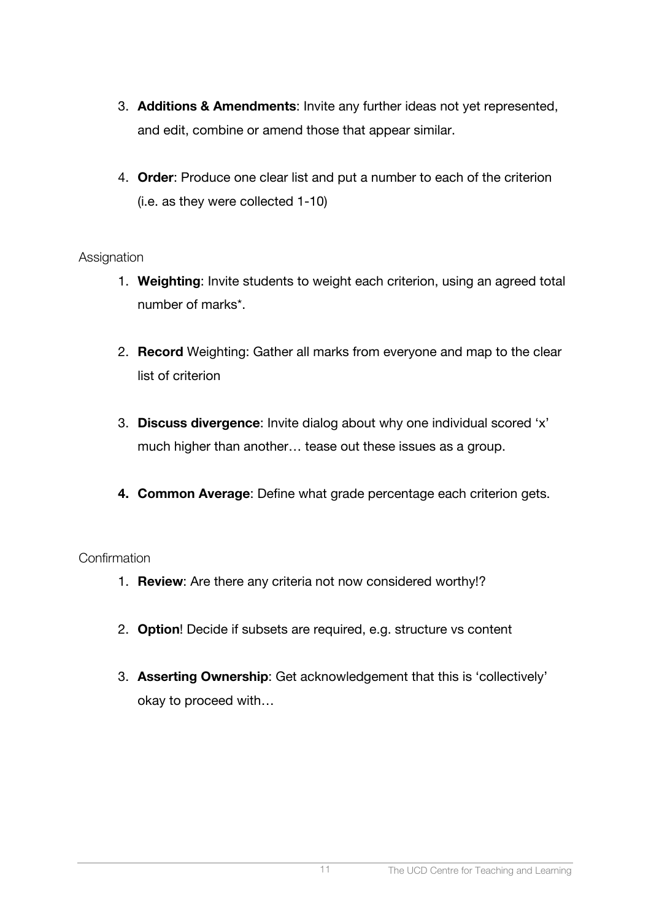3. **Additions & Amendments**: Invite any further ideas not yet represented, and edit, combine or amend those that appear similar.

4. **Order**: Produce one clear list and put a number to each of the criterion (i.e. as they were collected 1-10)

Assignation

1. **Weighting**: Invite students to weight each criterion, using an agreed total number of marks*.

2. **Record** Weighting: Gather all marks from everyone and map to the clear list of criterion

3. **Discuss divergence**: Invite dialog about why one individual scored 'x' much higher than another… tease out these issues as a group.

4. **Common Average**: Define what grade percentage each criterion gets.

Confirmation

1. **Review**: Are there any criteria not now considered worthy!?

2. **Option**! Decide if subsets are required, e.g. structure vs content

3. **Asserting Ownership**: Get acknowledgement that this is 'collectively' okay to proceed with…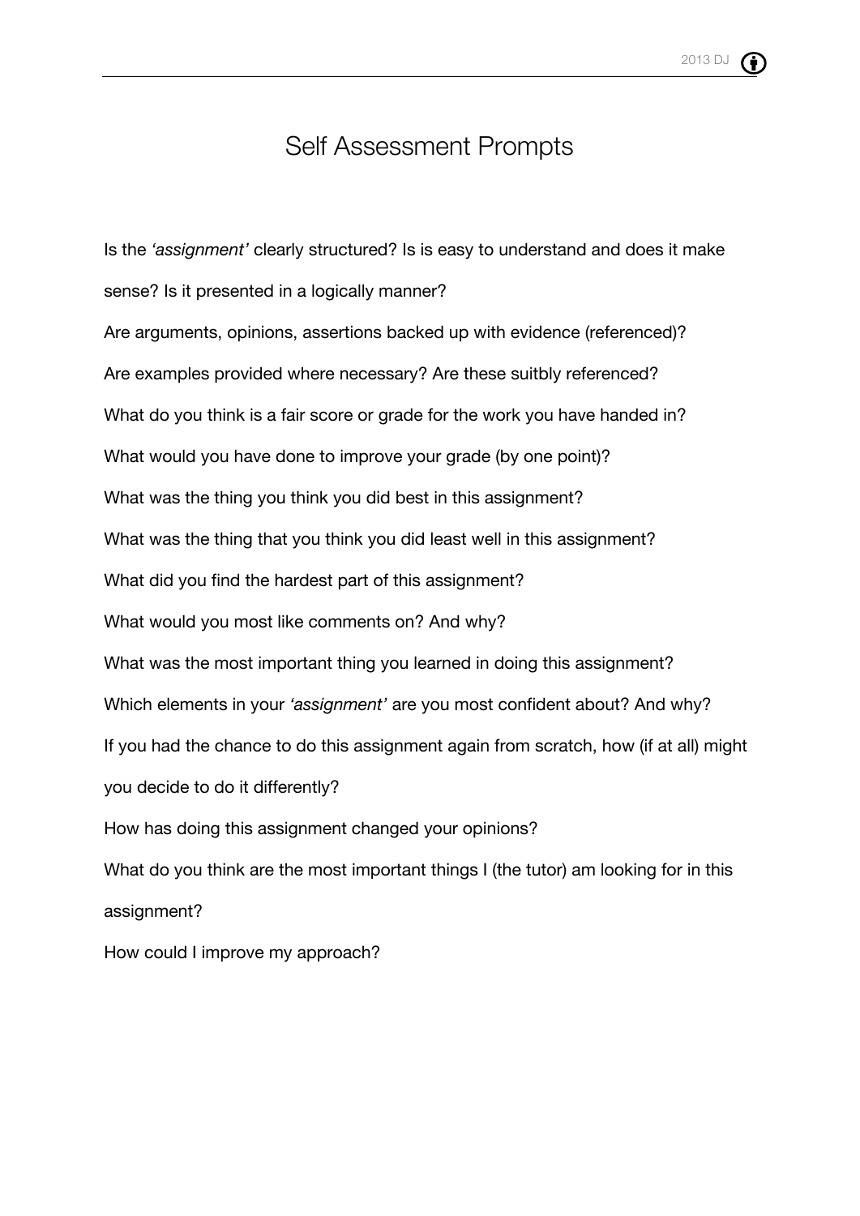# Self Assessment Prompts

Is the *'assignment'* clearly structured? Is is easy to understand and does it make sense? Is it presented in a logically manner?

Are arguments, opinions, assertions backed up with evidence (referenced)?

Are examples provided where necessary? Are these suitbly referenced?

What do you think is a fair score or grade for the work you have handed in?

What would you have done to improve your grade (by one point)?

What was the thing you think you did best in this assignment?

What was the thing that you think you did least well in this assignment?

What did you find the hardest part of this assignment?

What would you most like comments on? And why?

What was the most important thing you learned in doing this assignment?

Which elements in your *'assignment'* are you most confident about? And why?

If you had the chance to do this assignment again from scratch, how (if at all) might you decide to do it differently?

How has doing this assignment changed your opinions?

What do you think are the most important things I (the tutor) am looking for in this assignment?

How could I improve my approach?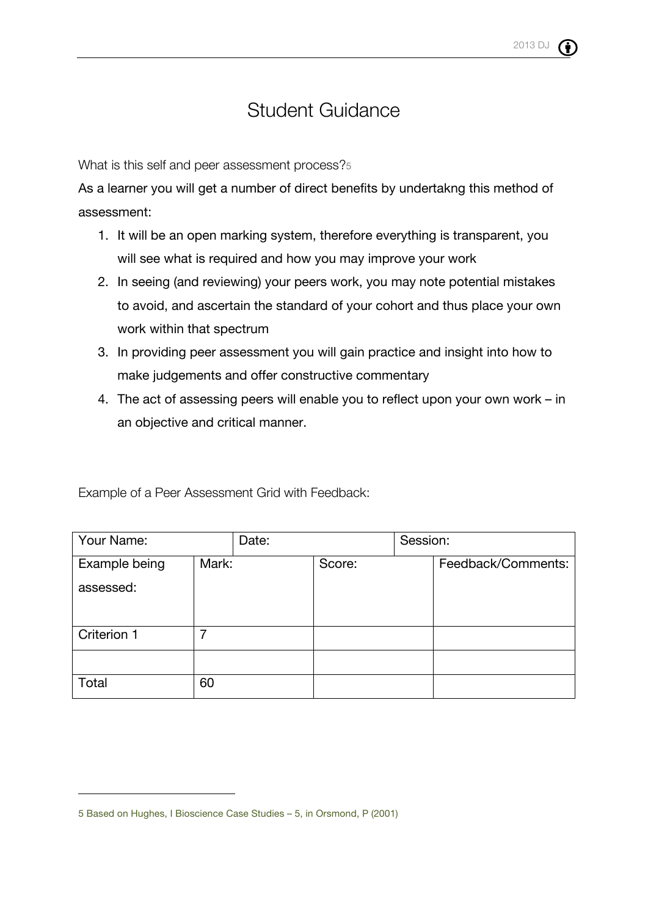# Student Guidance

What is this self and peer assessment process?[5]

As a learner you will get a number of direct benefits by undertakng this method of assessment:

1. It will be an open marking system, therefore everything is transparent, you will see what is required and how you may improve your work
2. In seeing (and reviewing) your peers work, you may note potential mistakes to avoid, and ascertain the standard of your cohort and thus place your own work within that spectrum
3. In providing peer assessment you will gain practice and insight into how to make judgements and offer constructive commentary
4. The act of assessing peers will enable you to reflect upon your own work – in an objective and critical manner.

Example of a Peer Assessment Grid with Feedback:

| Your Name: | Date: | | Session: |
|---|---|---|---|
| Example being assessed: | Mark: | Score: | Feedback/Comments: |
| Criterion 1 | 7 | | |
| | | | |
| Total | 60 | | |

5 Based on Hughes, I Bioscience Case Studies – 5, in Orsmond, P (2001)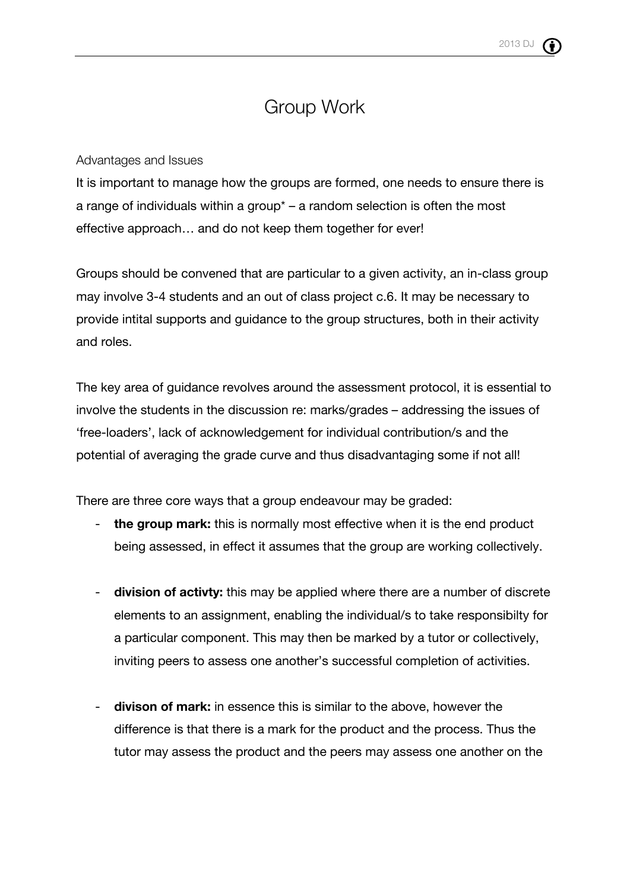# Group Work

### Advantages and Issues

It is important to manage how the groups are formed, one needs to ensure there is a range of individuals within a group* – a random selection is often the most effective approach… and do not keep them together for ever!

Groups should be convened that are particular to a given activity, an in-class group may involve 3-4 students and an out of class project c.6. It may be necessary to provide intital supports and guidance to the group structures, both in their activity and roles.

The key area of guidance revolves around the assessment protocol, it is essential to involve the students in the discussion re: marks/grades – addressing the issues of 'free-loaders', lack of acknowledgement for individual contribution/s and the potential of averaging the grade curve and thus disadvantaging some if not all!

There are three core ways that a group endeavour may be graded:

- **the group mark:** this is normally most effective when it is the end product being assessed, in effect it assumes that the group are working collectively.

- **division of activty:** this may be applied where there are a number of discrete elements to an assignment, enabling the individual/s to take responsibilty for a particular component. This may then be marked by a tutor or collectively, inviting peers to assess one another's successful completion of activities.

- **divison of mark:** in essence this is similar to the above, however the difference is that there is a mark for the product and the process. Thus the tutor may assess the product and the peers may assess one another on the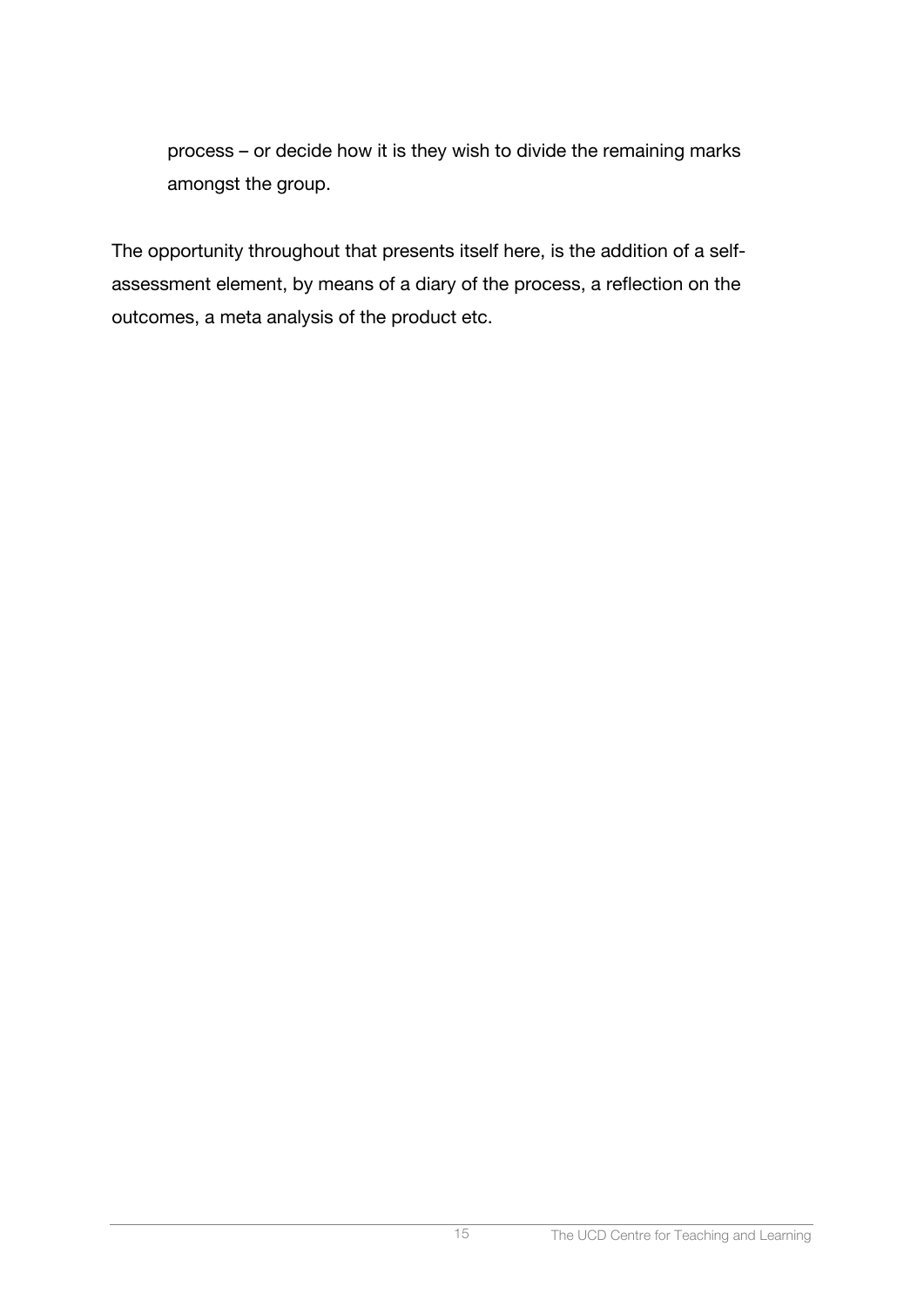process – or decide how it is they wish to divide the remaining marks amongst the group.

The opportunity throughout that presents itself here, is the addition of a self-assessment element, by means of a diary of the process, a reflection on the outcomes, a meta analysis of the product etc.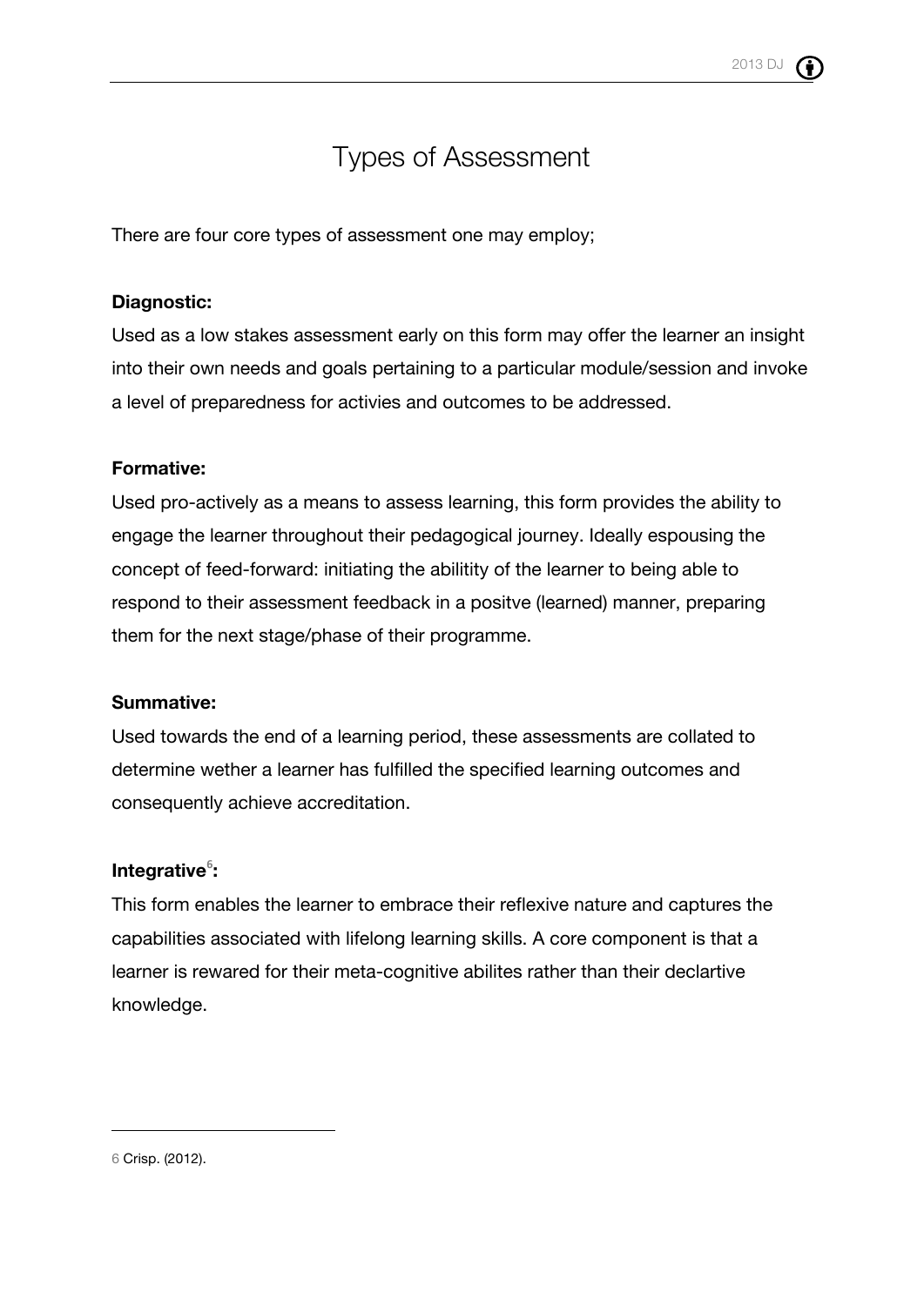# Types of Assessment

There are four core types of assessment one may employ;

**Diagnostic:**

Used as a low stakes assessment early on this form may offer the learner an insight into their own needs and goals pertaining to a particular module/session and invoke a level of preparedness for activies and outcomes to be addressed.

**Formative:**

Used pro-actively as a means to assess learning, this form provides the ability to engage the learner throughout their pedagogical journey. Ideally espousing the concept of feed-forward: initiating the abilitity of the learner to being able to respond to their assessment feedback in a positve (learned) manner, preparing them for the next stage/phase of their programme.

**Summative:**

Used towards the end of a learning period, these assessments are collated to determine wether a learner has fulfilled the specified learning outcomes and consequently achieve accreditation.

**Integrative[6]:**

This form enables the learner to embrace their reflexive nature and captures the capabilities associated with lifelong learning skills. A core component is that a learner is rewarded for their meta-cognitive abilites rather than their declartive knowledge.

---

6 Crisp. (2012).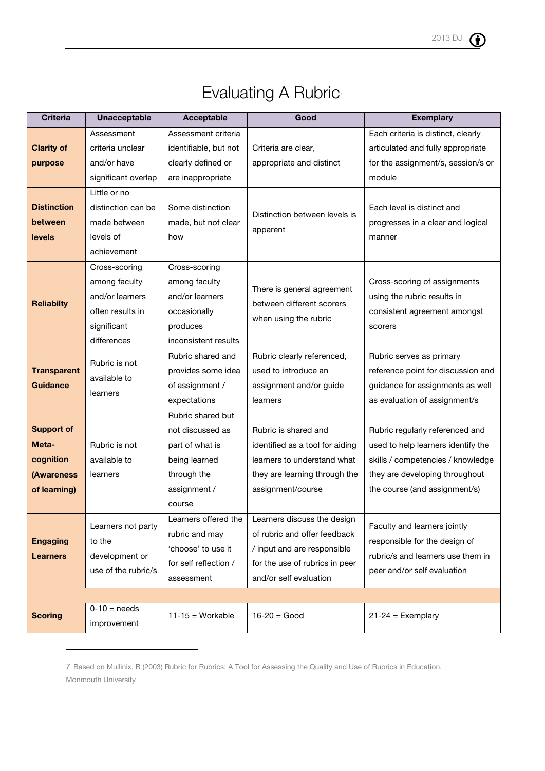# Evaluating A Rubric[7]

| Criteria | Unacceptable | Acceptable | Good | Exemplary |
|---|---|---|---|---|
| **Clarity of purpose** | Assessment criteria unclear and/or have significant overlap | Assessment criteria identifiable, but not clearly defined or are inappropriate | Criteria are clear, appropriate and distinct | Each criteria is distinct, clearly articulated and fully appropriate for the assignment/s, session/s or module |
| **Distinction between levels** | Little or no distinction can be made between levels of achievement | Some distinction made, but not clear how | Distinction between levels is apparent | Each level is distinct and progresses in a clear and logical manner |
| **Reliabilty** | Cross-scoring among faculty and/or learners often results in significant differences | Cross-scoring among faculty and/or learners occasionally produces inconsistent results | There is general agreement between different scorers when using the rubric | Cross-scoring of assignments using the rubric results in consistent agreement amongst scorers |
| **Transparent Guidance** | Rubric is not available to learners | Rubric shared and provides some idea of assignment / expectations | Rubric clearly referenced, used to introduce an assignment and/or guide learners | Rubric serves as primary reference point for discussion and guidance for assignments as well as evaluation of assignment/s |
| **Support of Meta-cognition (Awareness of learning)** | Rubric is not available to learners | Rubric shared but not discussed as part of what is being learned through the assignment / course | Rubric is shared and identified as a tool for aiding learners to understand what they are learning through the assignment/course | Rubric regularly referenced and used to help learners identify the skills / competencies / knowledge they are developing throughout the course (and assignment/s) |
| **Engaging Learners** | Learners not party to the development or use of the rubric/s | Learners offered the rubric and may 'choose' to use it for self reflection / assessment | Learners discuss the design of rubric and offer feedback / input and are responsible for the use of rubrics in peer and/or self evaluation | Faculty and learners jointly responsible for the design of rubric/s and learners use them in peer and/or self evaluation |
| | | | | |
| **Scoring** | 0-10 = needs improvement | 11-15 = Workable | 16-20 = Good | 21-24 = Exemplary |

7 Based on Mullinix, B (2003) Rubric for Rubrics: A Tool for Assessing the Quality and Use of Rubrics in Education, Monmouth University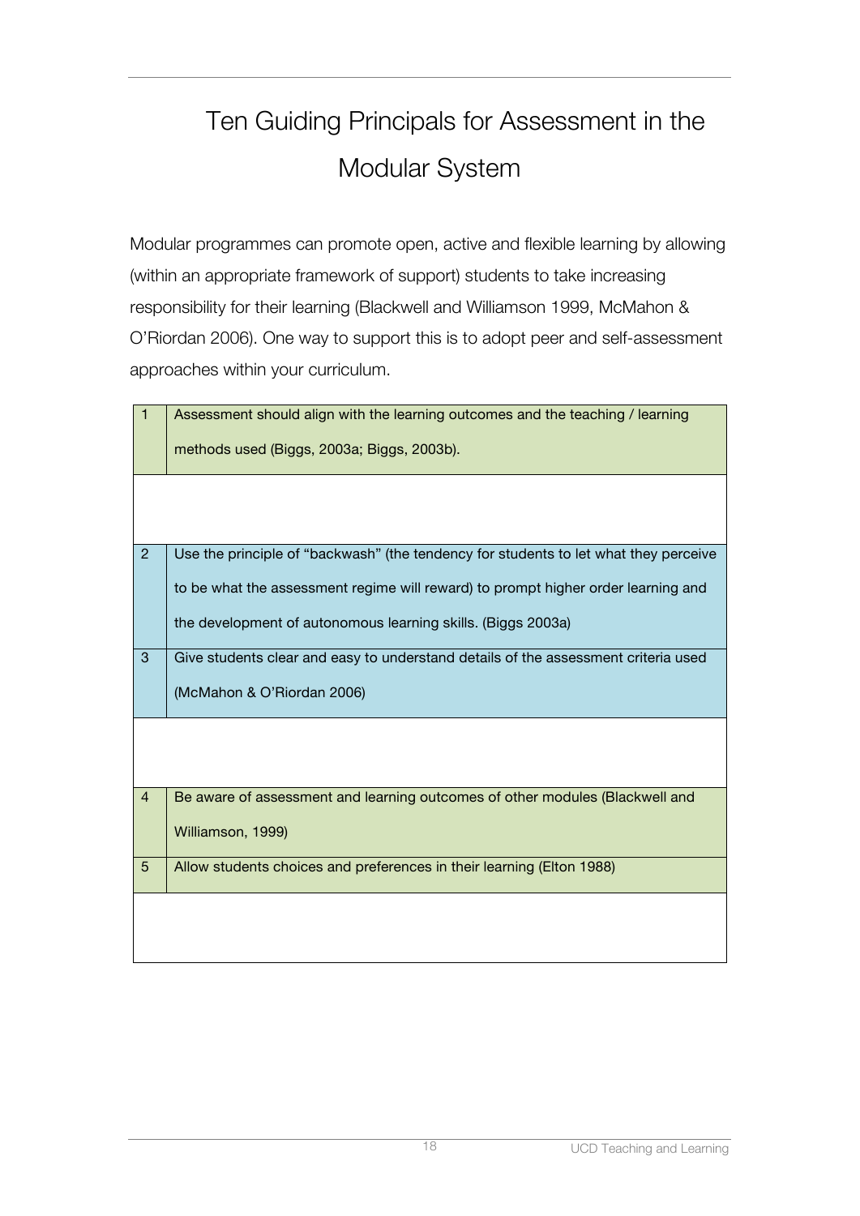# Ten Guiding Principals for Assessment in the Modular System

Modular programmes can promote open, active and flexible learning by allowing (within an appropriate framework of support) students to take increasing responsibility for their learning (Blackwell and Williamson 1999, McMahon & O'Riordan 2006). One way to support this is to adopt peer and self-assessment approaches within your curriculum.

| | |
|---|---|
| 1 | Assessment should align with the learning outcomes and the teaching / learning methods used (Biggs, 2003a; Biggs, 2003b). |
| | |
| 2 | Use the principle of "backwash" (the tendency for students to let what they perceive to be what the assessment regime will reward) to prompt higher order learning and the development of autonomous learning skills. (Biggs 2003a) |
| 3 | Give students clear and easy to understand details of the assessment criteria used (McMahon & O'Riordan 2006) |
| | |
| 4 | Be aware of assessment and learning outcomes of other modules (Blackwell and Williamson, 1999) |
| 5 | Allow students choices and preferences in their learning (Elton 1988) |
| | |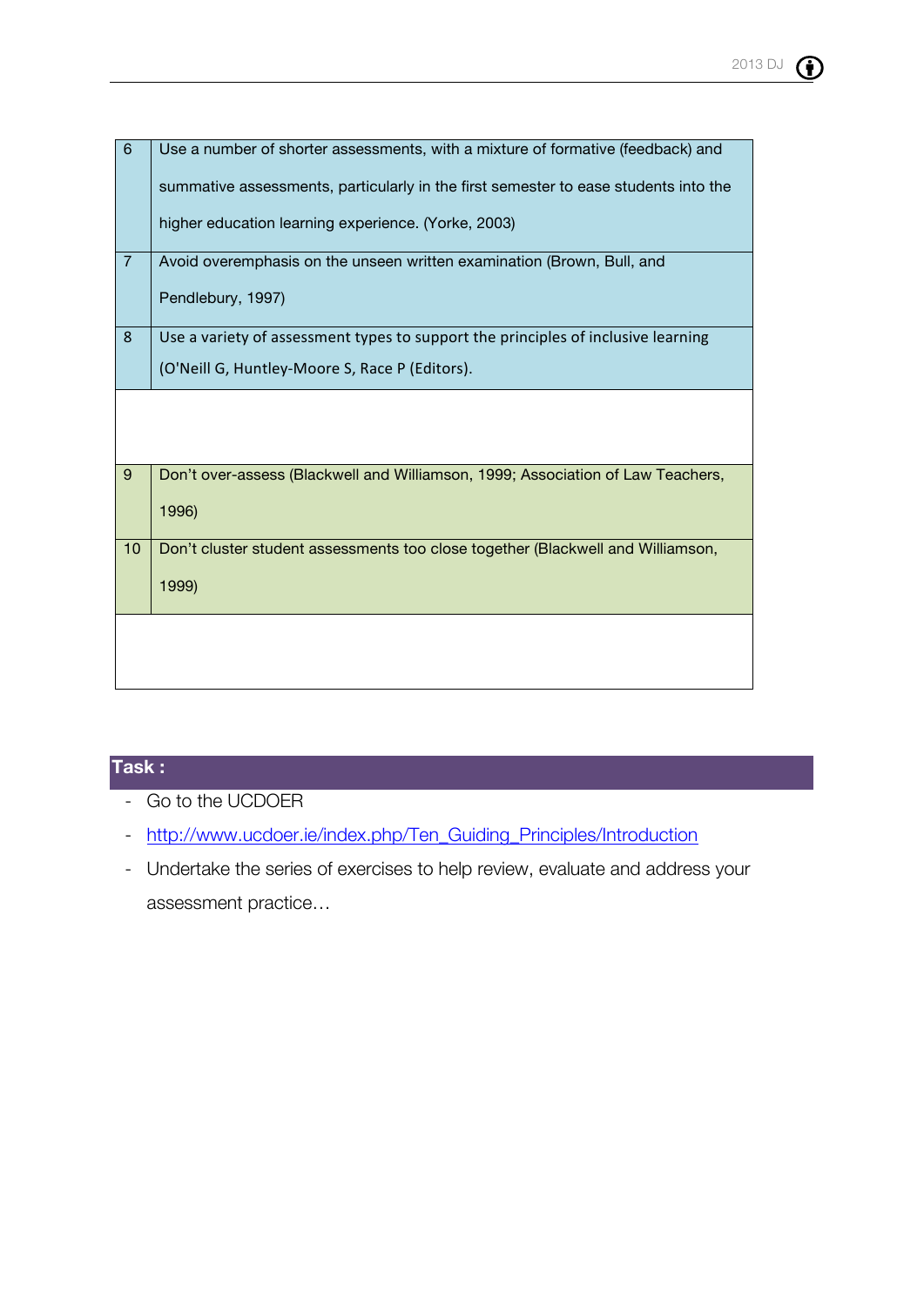| | |
|---|---|
| 6 | Use a number of shorter assessments, with a mixture of formative (feedback) and summative assessments, particularly in the first semester to ease students into the higher education learning experience. (Yorke, 2003) |
| 7 | Avoid overemphasis on the unseen written examination (Brown, Bull, and Pendlebury, 1997) |
| 8 | Use a variety of assessment types to support the principles of inclusive learning (O'Neill G, Huntley-Moore S, Race P (Editors). |
| | |
| 9 | Don't over-assess (Blackwell and Williamson, 1999; Association of Law Teachers, 1996) |
| 10 | Don't cluster student assessments too close together (Blackwell and Williamson, 1999) |
| | |

## Task :

- Go to the UCDOER
- http://www.ucdoer.ie/index.php/Ten_Guiding_Principles/Introduction
- Undertake the series of exercises to help review, evaluate and address your assessment practice…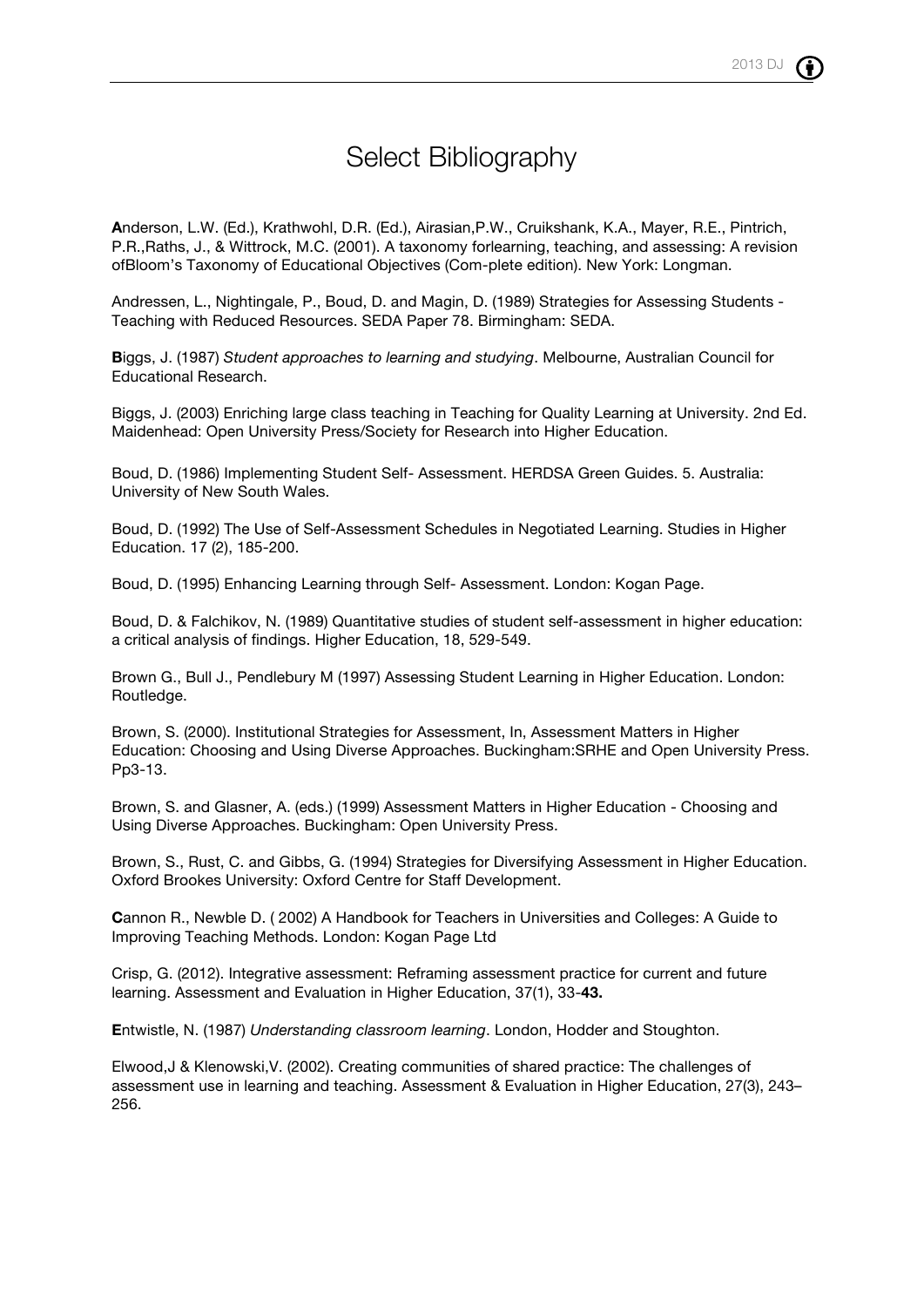# Select Bibliography

**A**nderson, L.W. (Ed.), Krathwohl, D.R. (Ed.), Airasian,P.W., Cruikshank, K.A., Mayer, R.E., Pintrich, P.R.,Raths, J., & Wittrock, M.C. (2001). A taxonomy forlearning, teaching, and assessing: A revision ofBloom's Taxonomy of Educational Objectives (Com-plete edition). New York: Longman.

Andressen, L., Nightingale, P., Boud, D. and Magin, D. (1989) Strategies for Assessing Students - Teaching with Reduced Resources. SEDA Paper 78. Birmingham: SEDA.

**B**iggs, J. (1987) *Student approaches to learning and studying*. Melbourne, Australian Council for Educational Research.

Biggs, J. (2003) Enriching large class teaching in Teaching for Quality Learning at University. 2nd Ed. Maidenhead: Open University Press/Society for Research into Higher Education.

Boud, D. (1986) Implementing Student Self- Assessment. HERDSA Green Guides. 5. Australia: University of New South Wales.

Boud, D. (1992) The Use of Self-Assessment Schedules in Negotiated Learning. Studies in Higher Education. 17 (2), 185-200.

Boud, D. (1995) Enhancing Learning through Self- Assessment. London: Kogan Page.

Boud, D. & Falchikov, N. (1989) Quantitative studies of student self-assessment in higher education: a critical analysis of findings. Higher Education, 18, 529-549.

Brown G., Bull J., Pendlebury M (1997) Assessing Student Learning in Higher Education. London: Routledge.

Brown, S. (2000). Institutional Strategies for Assessment, In, Assessment Matters in Higher Education: Choosing and Using Diverse Approaches. Buckingham:SRHE and Open University Press. Pp3-13.

Brown, S. and Glasner, A. (eds.) (1999) Assessment Matters in Higher Education - Choosing and Using Diverse Approaches. Buckingham: Open University Press.

Brown, S., Rust, C. and Gibbs, G. (1994) Strategies for Diversifying Assessment in Higher Education. Oxford Brookes University: Oxford Centre for Staff Development.

**C**annon R., Newble D. ( 2002) A Handbook for Teachers in Universities and Colleges: A Guide to Improving Teaching Methods. London: Kogan Page Ltd

Crisp, G. (2012). Integrative assessment: Reframing assessment practice for current and future learning. Assessment and Evaluation in Higher Education, 37(1), 33-**43.**

**E**ntwistle, N. (1987) *Understanding classroom learning*. London, Hodder and Stoughton.

Elwood,J & Klenowski,V. (2002). Creating communities of shared practice: The challenges of assessment use in learning and teaching. Assessment & Evaluation in Higher Education, 27(3), 243–256.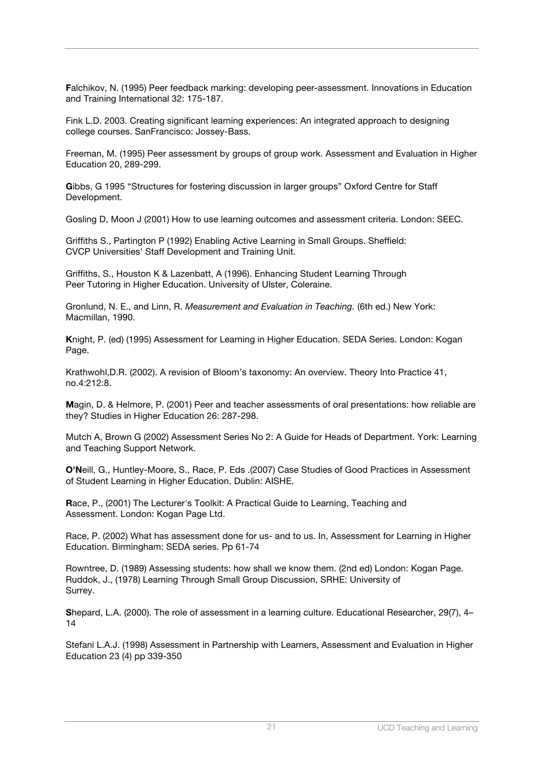**F**alchikov, N. (1995) Peer feedback marking: developing peer-assessment. Innovations in Education and Training International 32: 175-187.

Fink L.D. 2003. Creating significant learning experiences: An integrated approach to designing college courses. SanFrancisco: Jossey-Bass.

Freeman, M. (1995) Peer assessment by groups of group work. Assessment and Evaluation in Higher Education 20, 289-299.

**G**ibbs, G 1995 "Structures for fostering discussion in larger groups" Oxford Centre for Staff Development.

Gosling D, Moon J (2001) How to use learning outcomes and assessment criteria. London: SEEC.

Griffiths S., Partington P (1992) Enabling Active Learning in Small Groups. Sheffield: CVCP Universities' Staff Development and Training Unit.

Griffiths, S., Houston K & Lazenbatt, A (1996). Enhancing Student Learning Through Peer Tutoring in Higher Education. University of Ulster, Coleraine.

Gronlund, N. E., and Linn, R. *Measurement and Evaluation in Teaching.* (6th ed.) New York: Macmillan, 1990.

**K**night, P. (ed) (1995) Assessment for Learning in Higher Education. SEDA Series. London: Kogan Page.

Krathwohl,D.R. (2002). A revision of Bloom's taxonomy: An overview. Theory Into Practice 41, no.4:212:8.

**M**agin, D. & Helmore, P. (2001) Peer and teacher assessments of oral presentations: how reliable are they? Studies in Higher Education 26: 287-298.

Mutch A, Brown G (2002) Assessment Series No 2: A Guide for Heads of Department. York: Learning and Teaching Support Network.

**O'N**eill, G., Huntley-Moore, S., Race, P. Eds .(2007) Case Studies of Good Practices in Assessment of Student Learning in Higher Education. Dublin: AISHE.

**R**ace, P., (2001) The Lecturer's Toolkit: A Practical Guide to Learning, Teaching and Assessment. London: Kogan Page Ltd.

Race, P. (2002) What has assessment done for us- and to us. In, Assessment for Learning in Higher Education. Birmingham: SEDA series. Pp 61-74

Rowntree, D. (1989) Assessing students: how shall we know them. (2nd ed) London: Kogan Page.
Ruddok, J., (1978) Learning Through Small Group Discussion, SRHE: University of Surrey.

**S**hepard, L.A. (2000). The role of assessment in a learning culture. Educational Researcher, 29(7), 4–14

Stefani L.A.J. (1998) Assessment in Partnership with Learners, Assessment and Evaluation in Higher Education 23 (4) pp 339-350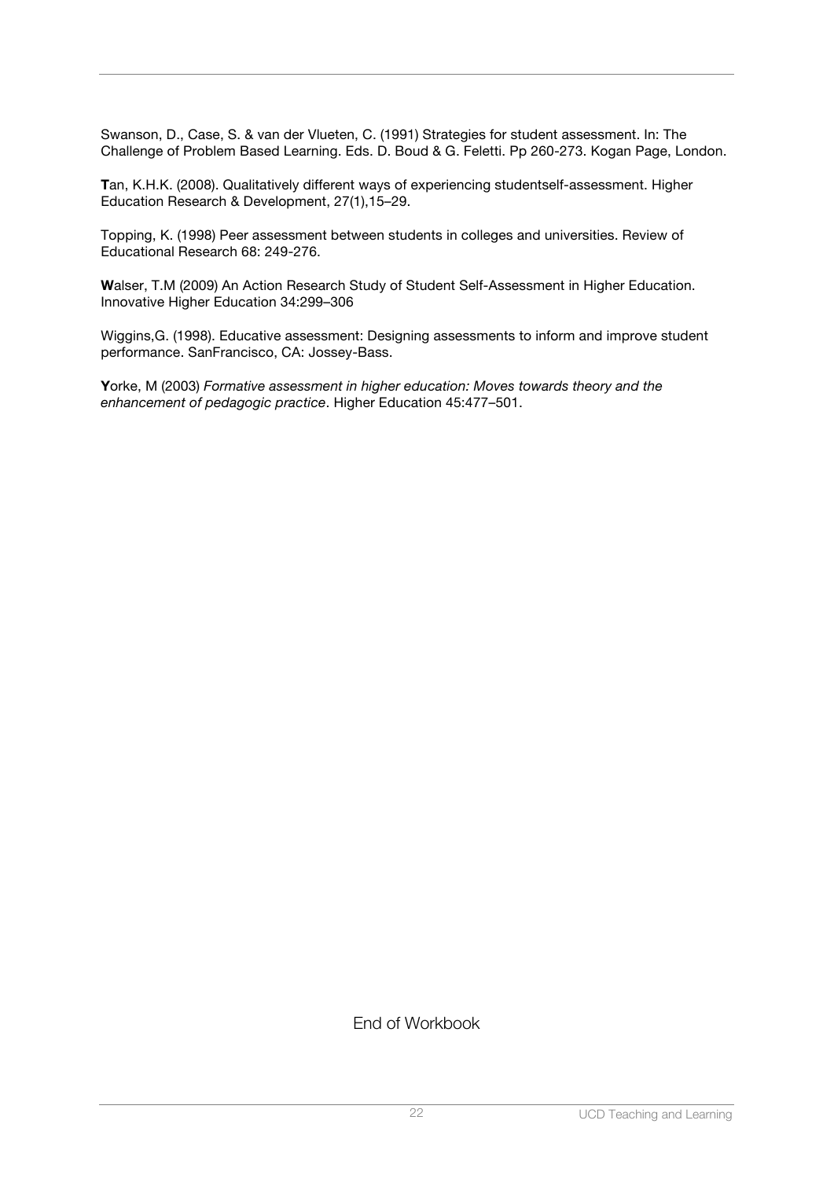Swanson, D., Case, S. & van der Vlueten, C. (1991) Strategies for student assessment. In: The Challenge of Problem Based Learning. Eds. D. Boud & G. Feletti. Pp 260-273. Kogan Page, London.

**T**an, K.H.K. (2008). Qualitatively different ways of experiencing studentself-assessment. Higher Education Research & Development, 27(1),15–29.

Topping, K. (1998) Peer assessment between students in colleges and universities. Review of Educational Research 68: 249-276.

**W**alser, T.M (2009) An Action Research Study of Student Self-Assessment in Higher Education. Innovative Higher Education 34:299–306

Wiggins,G. (1998). Educative assessment: Designing assessments to inform and improve student performance. SanFrancisco, CA: Jossey-Bass.

**Y**orke, M (2003) *Formative assessment in higher education: Moves towards theory and the enhancement of pedagogic practice*. Higher Education 45:477–501.

End of Workbook